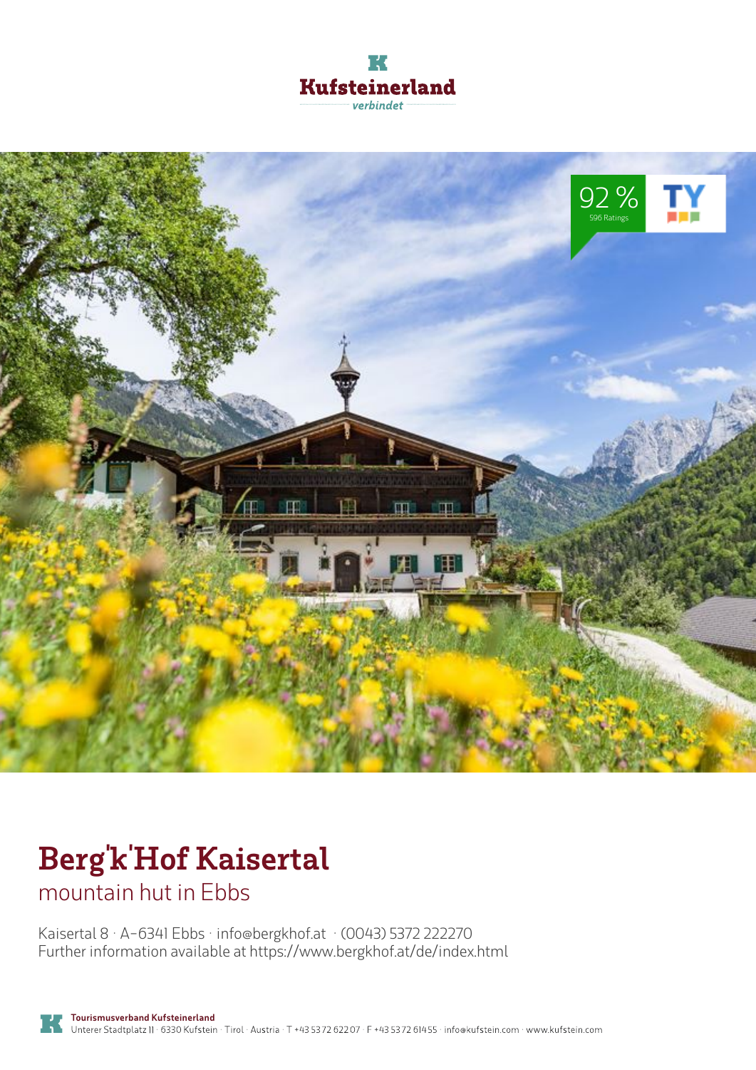Kufsteinerland

verbindet

92 %

596 Ratings

# Berg'k'Hof Kaisertal

## mountain hut in Ebbs

Kaisertal 8 · A-6341 Ebbs · info@bergkhof.at · (0043) 5372 222270
Further information available at https://www.bergkhof.at/de/index.html

**Tourismusverband Kufsteinerland**
Unterer Stadtplatz 11 · 6330 Kufstein · Tirol · Austria · T +43 5372 62207 · F +43 5372 61455 · info@kufstein.com · www.kufstein.com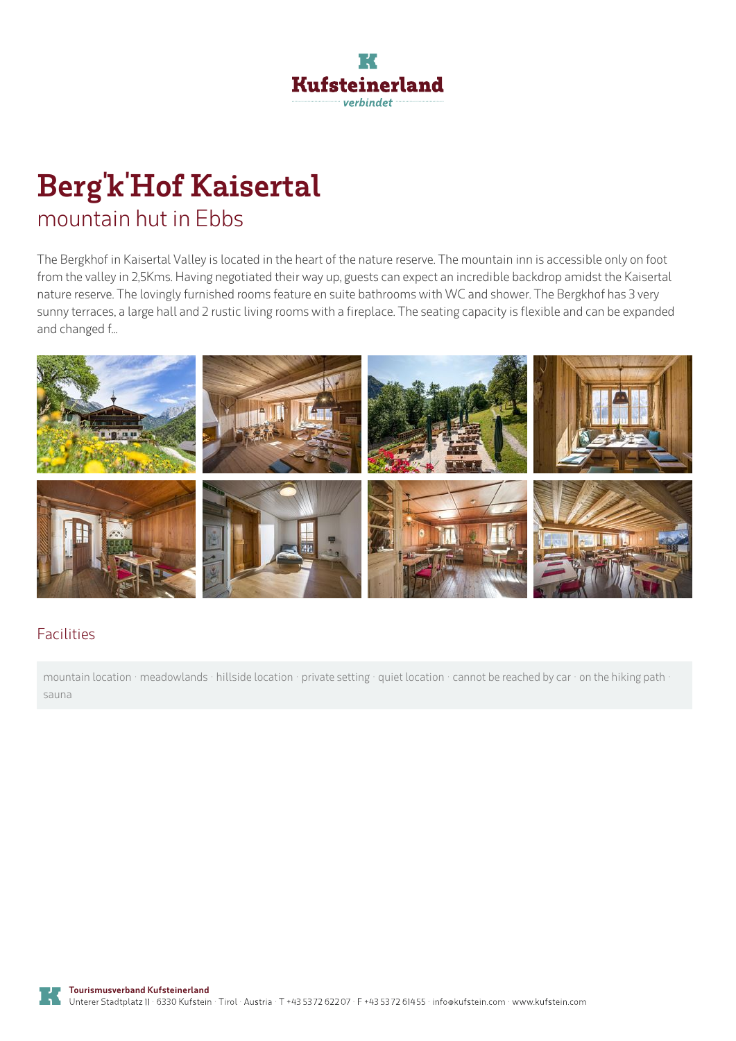# Berg'k'Hof Kaisertal

## mountain hut in Ebbs

The Bergkhof in Kaisertal Valley is located in the heart of the nature reserve. The mountain inn is accessible only on foot from the valley in 2,5Kms. Having negotiated their way up, guests can expect an incredible backdrop amidst the Kaisertal nature reserve. The lovingly furnished rooms feature en suite bathrooms with WC and shower. The Bergkhof has 3 very sunny terraces, a large hall and 2 rustic living rooms with a fireplace. The seating capacity is flexible and can be expanded and changed f...

## Facilities

mountain location · meadowlands · hillside location · private setting · quiet location · cannot be reached by car · on the hiking path · sauna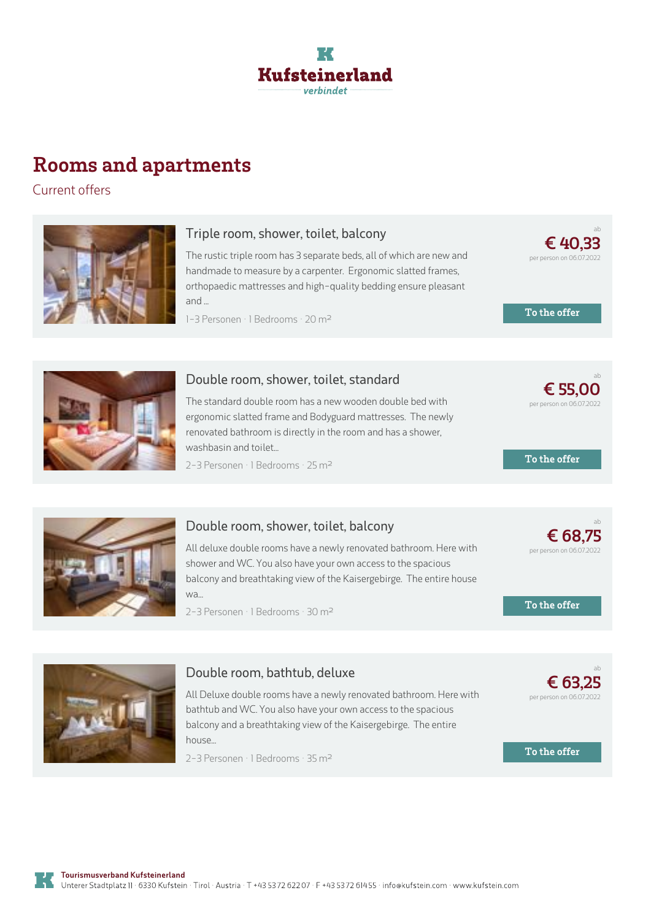Kufsteinerland
verbindet

# Rooms and apartments

Current offers

### Triple room, shower, toilet, balcony

The rustic triple room has 3 separate beds, all of which are new and handmade to measure by a carpenter. Ergonomic slatted frames, orthopaedic mattresses and high-quality bedding ensure pleasant and ...

1-3 Personen · 1 Bedrooms · 20 m²

ab **€ 40,33** per person on 06.07.2022

To the offer

### Double room, shower, toilet, standard

The standard double room has a new wooden double bed with ergonomic slatted frame and Bodyguard mattresses. The newly renovated bathroom is directly in the room and has a shower, washbasin and toilet...

2-3 Personen · 1 Bedrooms · 25 m²

ab **€ 55,00** per person on 06.07.2022

To the offer

### Double room, shower, toilet, balcony

All deluxe double rooms have a newly renovated bathroom. Here with shower and WC. You also have your own access to the spacious balcony and breathtaking view of the Kaisergebirge. The entire house wa...

2-3 Personen · 1 Bedrooms · 30 m²

ab **€ 68,75** per person on 06.07.2022

To the offer

### Double room, bathtub, deluxe

All Deluxe double rooms have a newly renovated bathroom. Here with bathtub and WC. You also have your own access to the spacious balcony and a breathtaking view of the Kaisergebirge. The entire house...

2-3 Personen · 1 Bedrooms · 35 m²

ab **€ 63,25** per person on 06.07.2022

To the offer

**Tourismusverband Kufsteinerland**
Unterer Stadtplatz 11 · 6330 Kufstein · Tirol · Austria · T +43 5372 62207 · F +43 5372 61455 · info@kufstein.com · www.kufstein.com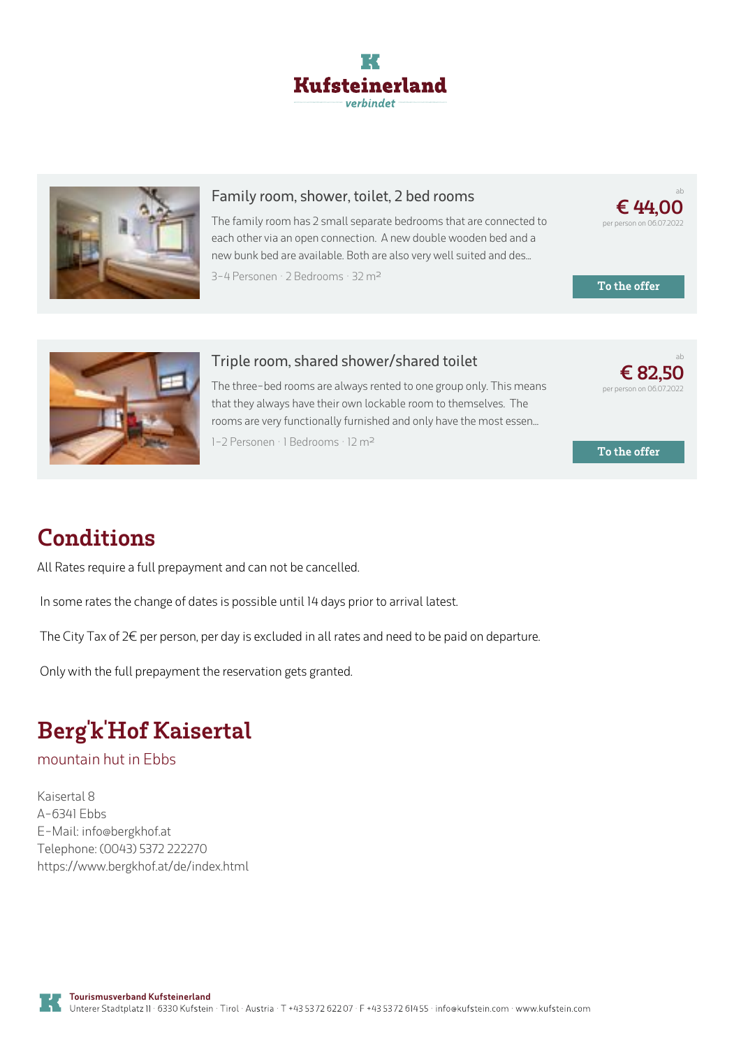Kufsteinerland

verbindet

### Family room, shower, toilet, 2 bed rooms

The family room has 2 small separate bedrooms that are connected to each other via an open connection. A new double wooden bed and a new bunk bed are available. Both are also very well suited and des...

3-4 Personen · 2 Bedrooms · 32 m²

ab **€ 44,00**
per person on 06.07.2022

To the offer

### Triple room, shared shower/shared toilet

The three-bed rooms are always rented to one group only. This means that they always have their own lockable room to themselves. The rooms are very functionally furnished and only have the most essen...

1-2 Personen · 1 Bedrooms · 12 m²

ab **€ 82,50**
per person on 06.07.2022

To the offer

## Conditions

All Rates require a full prepayment and can not be cancelled.

In some rates the change of dates is possible until 14 days prior to arrival latest.

The City Tax of 2€ per person, per day is excluded in all rates and need to be paid on departure.

Only with the full prepayment the reservation gets granted.

## Berg'k'Hof Kaisertal

mountain hut in Ebbs

Kaisertal 8
A-6341 Ebbs
E-Mail: info@bergkhof.at
Telephone: (0043) 5372 222270
https://www.bergkhof.at/de/index.html